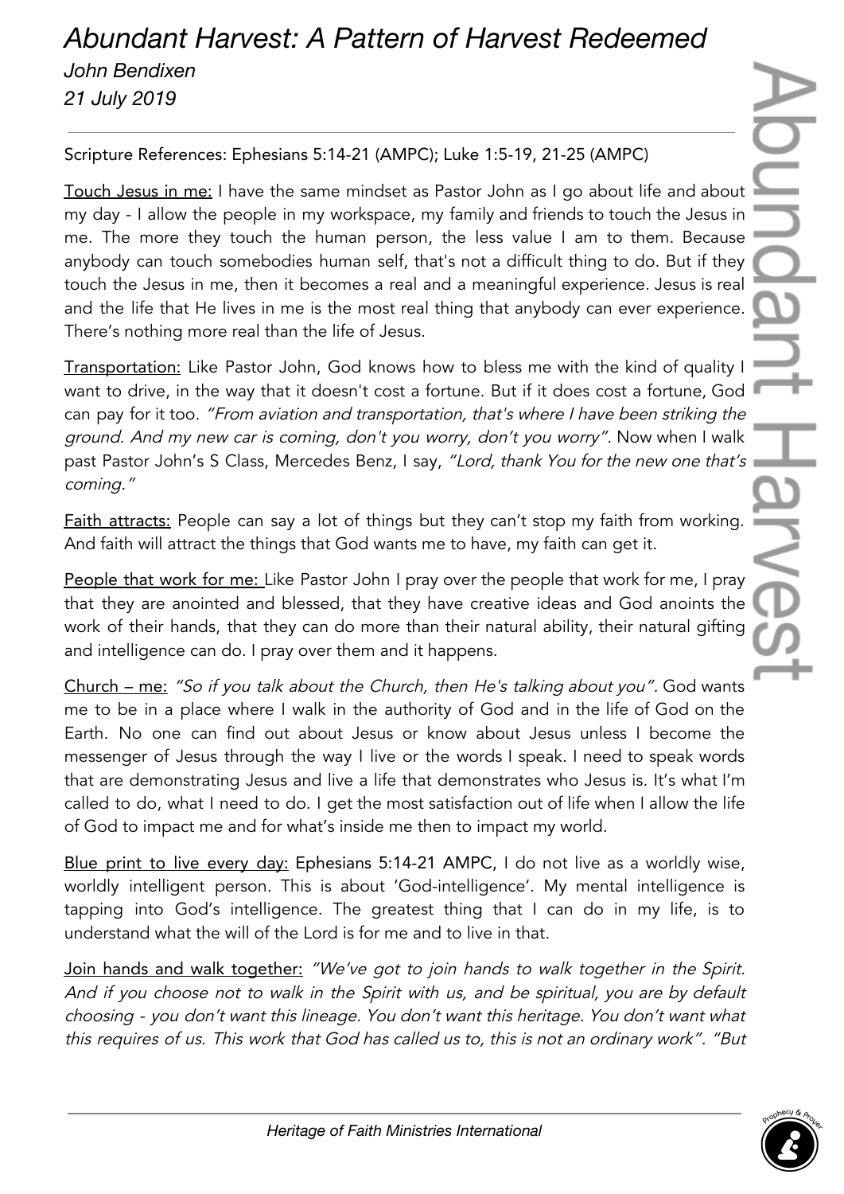# *Abundant Harvest: A Pattern of Harvest Redeemed*

*John Bendixen*

*21 July 2019*

---

Scripture References: Ephesians 5:14-21 (AMPC); Luke 1:5-19, 21-25 (AMPC)

<u>Touch Jesus in me:</u> I have the same mindset as Pastor John as I go about life and about my day - I allow the people in my workspace, my family and friends to touch the Jesus in me. The more they touch the human person, the less value I am to them. Because anybody can touch somebodies human self, that's not a difficult thing to do. But if they touch the Jesus in me, then it becomes a real and a meaningful experience. Jesus is real and the life that He lives in me is the most real thing that anybody can ever experience. There's nothing more real than the life of Jesus.

<u>Transportation:</u> Like Pastor John, God knows how to bless me with the kind of quality I want to drive, in the way that it doesn't cost a fortune. But if it does cost a fortune, God can pay for it too. *"From aviation and transportation, that's where I have been striking the ground. And my new car is coming, don't you worry, don't you worry".* Now when I walk past Pastor John's S Class, Mercedes Benz, I say, *"Lord, thank You for the new one that's coming."*

<u>Faith attracts:</u> People can say a lot of things but they can't stop my faith from working. And faith will attract the things that God wants me to have, my faith can get it.

<u>People that work for me:</u> Like Pastor John I pray over the people that work for me, I pray that they are anointed and blessed, that they have creative ideas and God anoints the work of their hands, that they can do more than their natural ability, their natural gifting and intelligence can do. I pray over them and it happens.

<u>Church – me:</u> *"So if you talk about the Church, then He's talking about you".* God wants me to be in a place where I walk in the authority of God and in the life of God on the Earth. No one can find out about Jesus or know about Jesus unless I become the messenger of Jesus through the way I live or the words I speak. I need to speak words that are demonstrating Jesus and live a life that demonstrates who Jesus is. It's what I'm called to do, what I need to do. I get the most satisfaction out of life when I allow the life of God to impact me and for what's inside me then to impact my world.

<u>Blue print to live every day:</u> Ephesians 5:14-21 AMPC, I do not live as a worldly wise, worldly intelligent person. This is about 'God-intelligence'. My mental intelligence is tapping into God's intelligence. The greatest thing that I can do in my life, is to understand what the will of the Lord is for me and to live in that.

<u>Join hands and walk together:</u> *"We've got to join hands to walk together in the Spirit. And if you choose not to walk in the Spirit with us, and be spiritual, you are by default choosing - you don't want this lineage. You don't want this heritage. You don't want what this requires of us. This work that God has called us to, this is not an ordinary work". "But*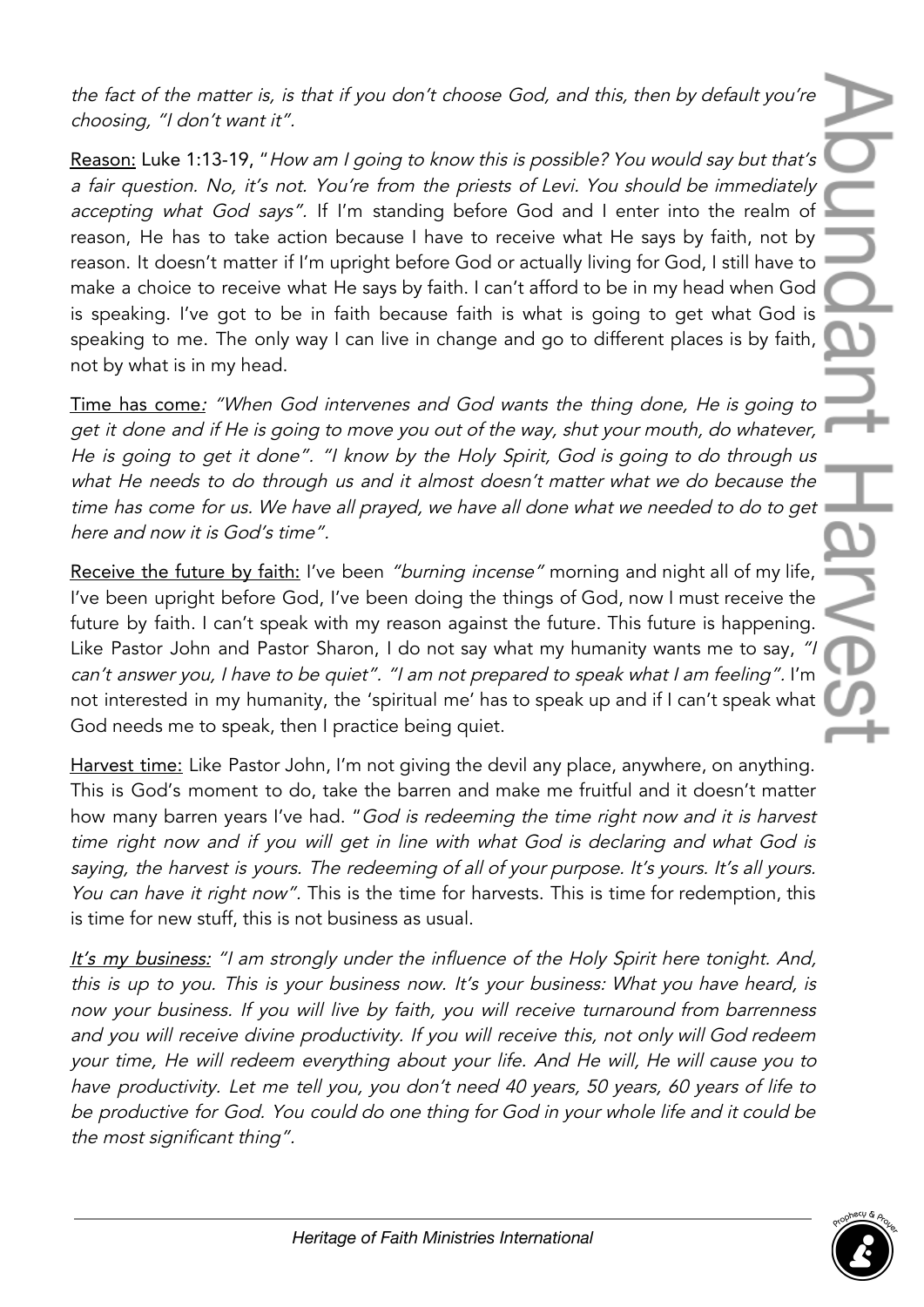*the fact of the matter is, is that if you don't choose God, and this, then by default you're choosing, "I don't want it".*

Reason: Luke 1:13-19, "*How am I going to know this is possible? You would say but that's a fair question. No, it's not. You're from the priests of Levi. You should be immediately accepting what God says".* If I'm standing before God and I enter into the realm of reason, He has to take action because I have to receive what He says by faith, not by reason. It doesn't matter if I'm upright before God or actually living for God, I still have to make a choice to receive what He says by faith. I can't afford to be in my head when God is speaking. I've got to be in faith because faith is what is going to get what God is speaking to me. The only way I can live in change and go to different places is by faith, not by what is in my head.

Time has come*: "When God intervenes and God wants the thing done, He is going to get it done and if He is going to move you out of the way, shut your mouth, do whatever, He is going to get it done". "I know by the Holy Spirit, God is going to do through us what He needs to do through us and it almost doesn't matter what we do because the time has come for us. We have all prayed, we have all done what we needed to do to get here and now it is God's time".*

Receive the future by faith: I've been *"burning incense"* morning and night all of my life, I've been upright before God, I've been doing the things of God, now I must receive the future by faith. I can't speak with my reason against the future. This future is happening. Like Pastor John and Pastor Sharon, I do not say what my humanity wants me to say, *"I can't answer you, I have to be quiet". "I am not prepared to speak what I am feeling"*. I'm not interested in my humanity, the 'spiritual me' has to speak up and if I can't speak what God needs me to speak, then I practice being quiet.

Harvest time: Like Pastor John, I'm not giving the devil any place, anywhere, on anything. This is God's moment to do, take the barren and make me fruitful and it doesn't matter how many barren years I've had. "*God is redeeming the time right now and it is harvest time right now and if you will get in line with what God is declaring and what God is saying, the harvest is yours. The redeeming of all of your purpose. It's yours. It's all yours. You can have it right now".* This is the time for harvests. This is time for redemption, this is time for new stuff, this is not business as usual.

*It's my business: "I am strongly under the influence of the Holy Spirit here tonight. And, this is up to you. This is your business now. It's your business: What you have heard, is now your business. If you will live by faith, you will receive turnaround from barrenness and you will receive divine productivity. If you will receive this, not only will God redeem your time, He will redeem everything about your life. And He will, He will cause you to have productivity. Let me tell you, you don't need 40 years, 50 years, 60 years of life to be productive for God. You could do one thing for God in your whole life and it could be the most significant thing".*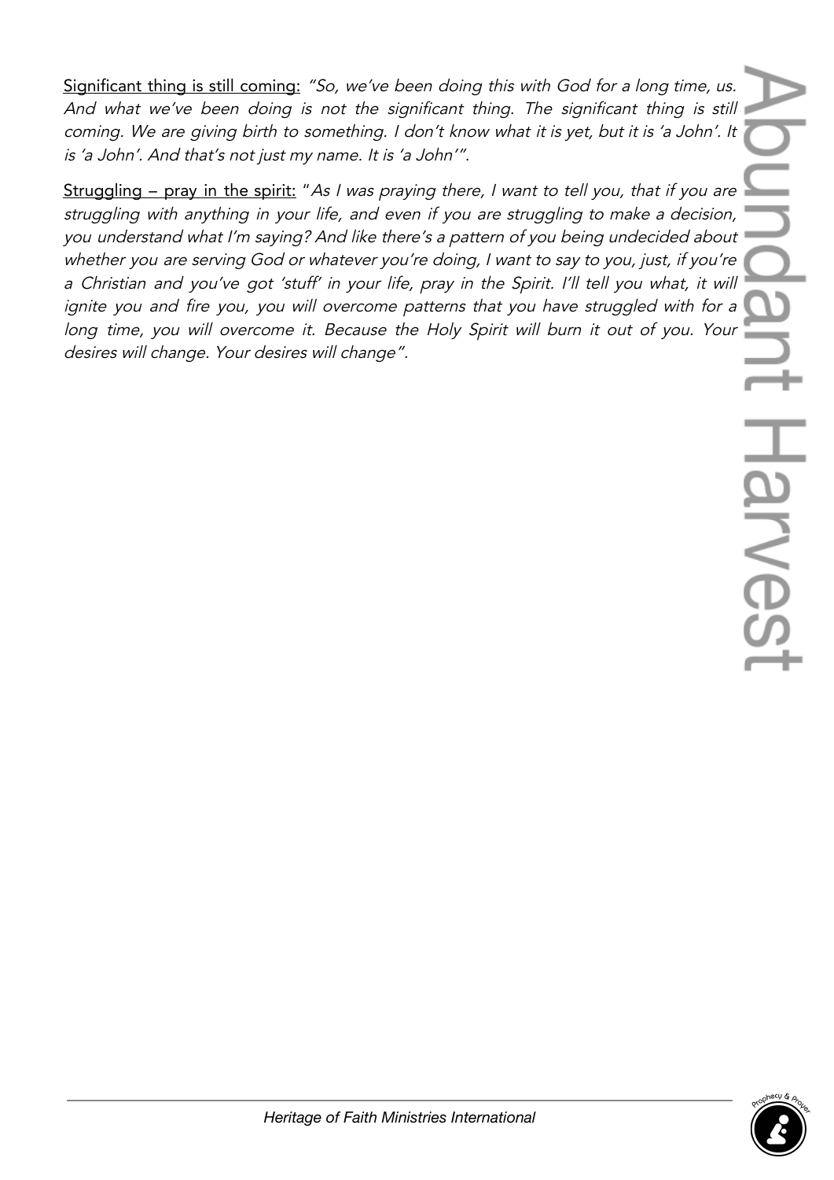<u>Significant thing is still coming:</u> *"So, we've been doing this with God for a long time, us. And what we've been doing is not the significant thing. The significant thing is still coming. We are giving birth to something. I don't know what it is yet, but it is 'a John'. It is 'a John'. And that's not just my name. It is 'a John'"*.

<u>Struggling – pray in the spirit:</u> "*As I was praying there, I want to tell you, that if you are struggling with anything in your life, and even if you are struggling to make a decision, you understand what I'm saying? And like there's a pattern of you being undecided about whether you are serving God or whatever you're doing, I want to say to you, just, if you're a Christian and you've got 'stuff' in your life, pray in the Spirit. I'll tell you what, it will ignite you and fire you, you will overcome patterns that you have struggled with for a long time, you will overcome it. Because the Holy Spirit will burn it out of you. Your desires will change. Your desires will change*".